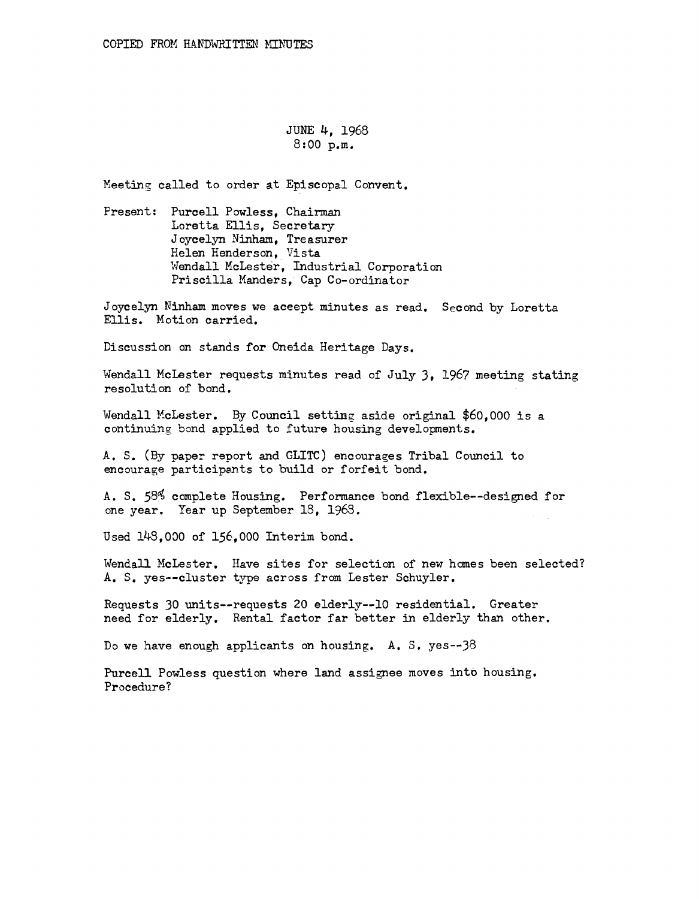COPIED FROM HANDWRITTEN MINUTES

JUNE 4, 1968
8:00 p.m.

Meeting called to order at Episcopal Convent.

Present: Purcell Powless, Chairman
Loretta Ellis, Secretary
Joycelyn Ninham, Treasurer
Helen Henderson, Vista
Wendall McLester, Industrial Corporation
Priscilla Manders, Cap Co-ordinator

Joycelyn Ninham moves we aceept minutes as read. Second by Loretta Ellis. Motion carried.

Discussion on stands for Oneida Heritage Days.

Wendall McLester requests minutes read of July 3, 1967 meeting stating resolution of bond.

Wendall McLester. By Council setting aside original $60,000 is a continuing bond applied to future housing developments.

A. S. (By paper report and GLITC) encourages Tribal Council to encourage participants to build or forfeit bond.

A. S. 58% complete Housing. Performance bond flexible--designed for one year. Year up September 18, 1968.

Used 148,000 of 156,000 Interim bond.

Wendall McLester. Have sites for selection of new homes been selected?
A. S. yes--cluster type across from Lester Schuyler.

Requests 30 units--requests 20 elderly--10 residential. Greater need for elderly. Rental factor far better in elderly than other.

Do we have enough applicants on housing. A. S. yes--38

Purcell Powless question where land assignee moves into housing. Procedure?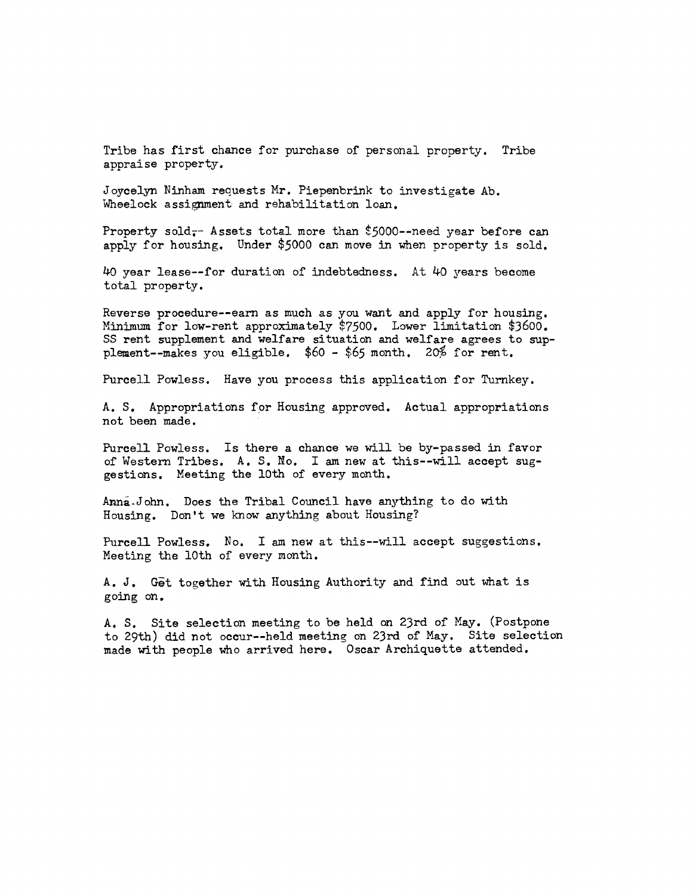Tribe has first chance for purchase of personal property. Tribe appraise property.

Joycelyn Ninham requests Mr. Piepenbrink to investigate Ab. Wheelock assignment and rehabilitation loan.

Property sold-- Assets total more than $5000--need year before can apply for housing. Under $5000 can move in when property is sold.

40 year lease--for duration of indebtedness. At 40 years become total property.

Reverse procedure--earn as much as you want and apply for housing. Minimum for low-rent approximately $7500. Lower limitation $3600. SS rent supplement and welfare situation and welfare agrees to supplement--makes you eligible. $60 - $65 month. 20% for rent.

Purcell Powless. Have you process this application for Turnkey.

A. S. Appropriations for Housing approved. Actual appropriations not been made.

Purcell Powless. Is there a chance we will be by-passed in favor of Western Tribes. A. S. No. I am new at this--will accept suggestions. Meeting the 10th of every month.

Anna John. Does the Tribal Council have anything to do with Housing. Don't we know anything about Housing?

Purcell Powless. No. I am new at this--will accept suggestions. Meeting the 10th of every month.

A. J. Get together with Housing Authority and find out what is going on.

A. S. Site selection meeting to be held on 23rd of May. (Postpone to 29th) did not occur--held meeting on 23rd of May. Site selection made with people who arrived here. Oscar Archiquette attended.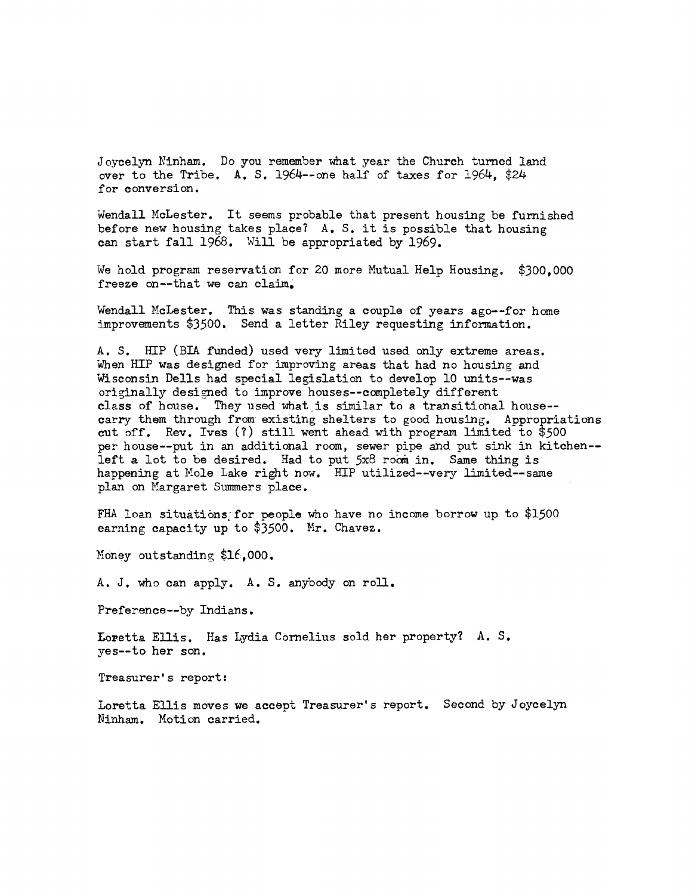Joycelyn Ninham. Do you remember what year the Church turned land over to the Tribe. A. S. 1964--one half of taxes for 1964, $24 for conversion.

Wendall McLester. It seems probable that present housing be furnished before new housing takes place? A. S. it is possible that housing can start fall 1968. Will be appropriated by 1969.

We hold program reservation for 20 more Mutual Help Housing. $300,000 freeze on--that we can claim.

Wendall McLester. This was standing a couple of years ago--for home improvements $3500. Send a letter Riley requesting information.

A. S. HIP (BIA funded) used very limited used only extreme areas. When HIP was designed for improving areas that had no housing and Wisconsin Dells had special legislation to develop 10 units--was originally designed to improve houses--completely different class of house. They used what is similar to a transitional house--carry them through from existing shelters to good housing. Appropriations cut off. Rev. Ives (?) still went ahead with program limited to $500 per house--put in an additional room, sewer pipe and put sink in kitchen--left a lot to be desired. Had to put 5x8 room in. Same thing is happening at Mole Lake right now. HIP utilized--very limited--same plan on Margaret Summers place.

FHA loan situations for people who have no income borrow up to $1500 earning capacity up to $3500. Mr. Chavez.

Money outstanding $16,000.

A. J. who can apply. A. S. anybody on roll.

Preference--by Indians.

Loretta Ellis. Has Lydia Cornelius sold her property? A. S. yes--to her son.

Treasurer's report:

Loretta Ellis moves we accept Treasurer's report. Second by Joycelyn Ninham. Motion carried.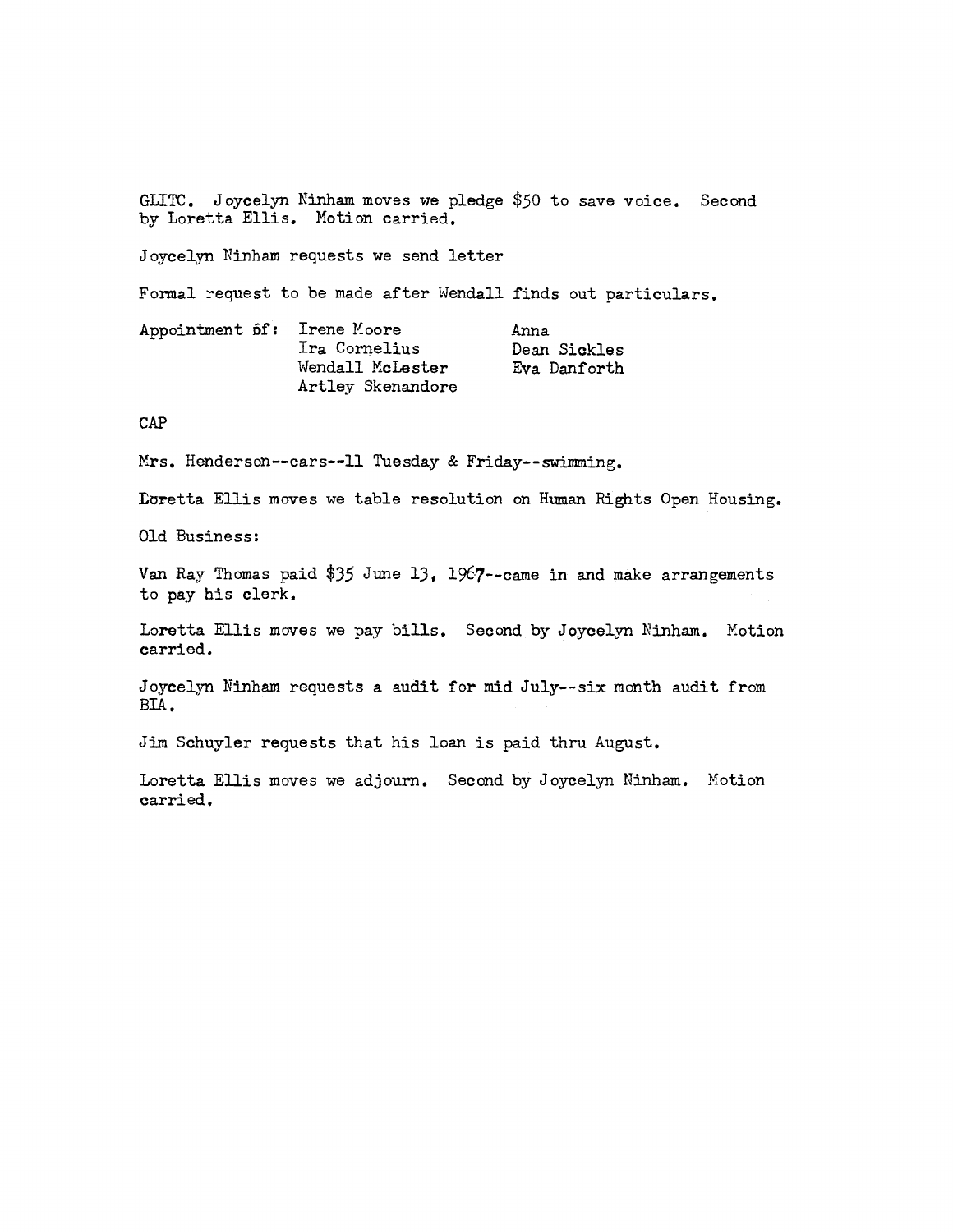GLITC. Joycelyn Ninham moves we pledge $50 to save voice. Second by Loretta Ellis. Motion carried.

Joycelyn Ninham requests we send letter

Formal request to be made after Wendall finds out particulars.

| Appointment of: | Irene Moore | Anna |
|---|---|---|
| | Ira Cornelius | Dean Sickles |
| | Wendall McLester | Eva Danforth |
| | Artley Skenandore | |

CAP

Mrs. Henderson--cars--11 Tuesday & Friday--swimming.

Loretta Ellis moves we table resolution on Human Rights Open Housing.

Old Business:

Van Ray Thomas paid $35 June 13, 1967--came in and make arrangements to pay his clerk.

Loretta Ellis moves we pay bills. Second by Joycelyn Ninham. Motion carried.

Joycelyn Ninham requests a audit for mid July--six month audit from BIA.

Jim Schuyler requests that his loan is paid thru August.

Loretta Ellis moves we adjourn. Second by Joycelyn Ninham. Motion carried.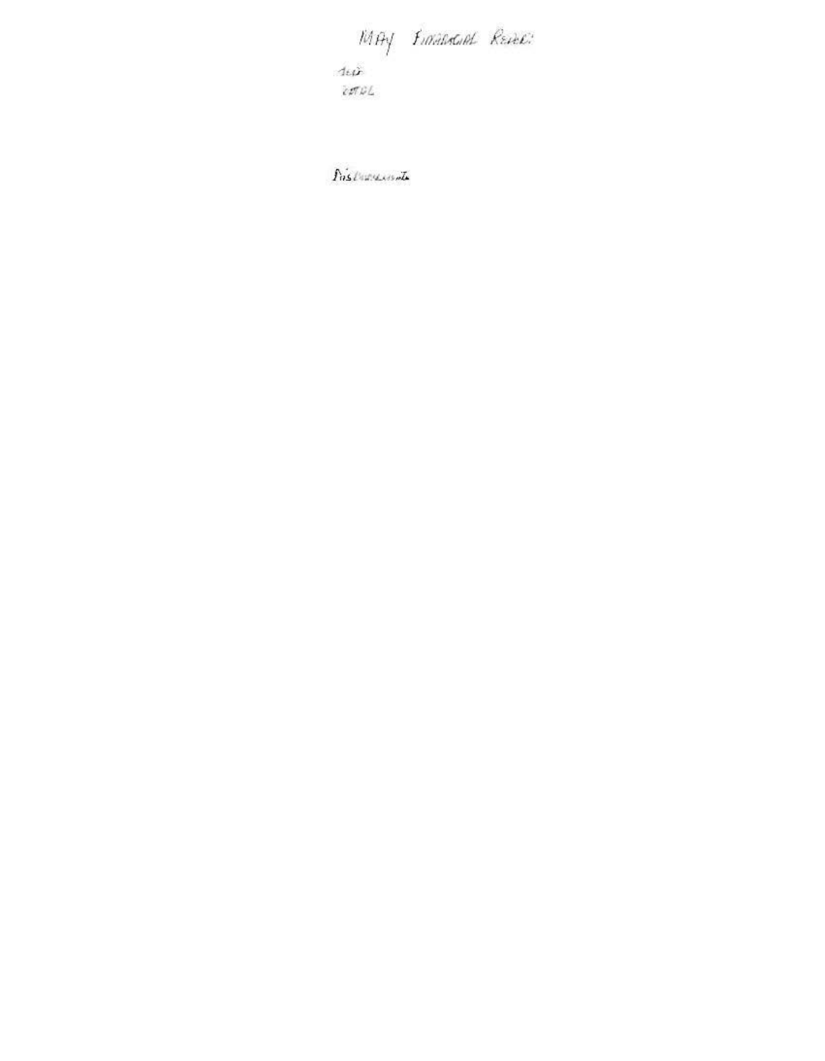# MAY FINANCIAL REPORT

Tech
Retail

Disbursements